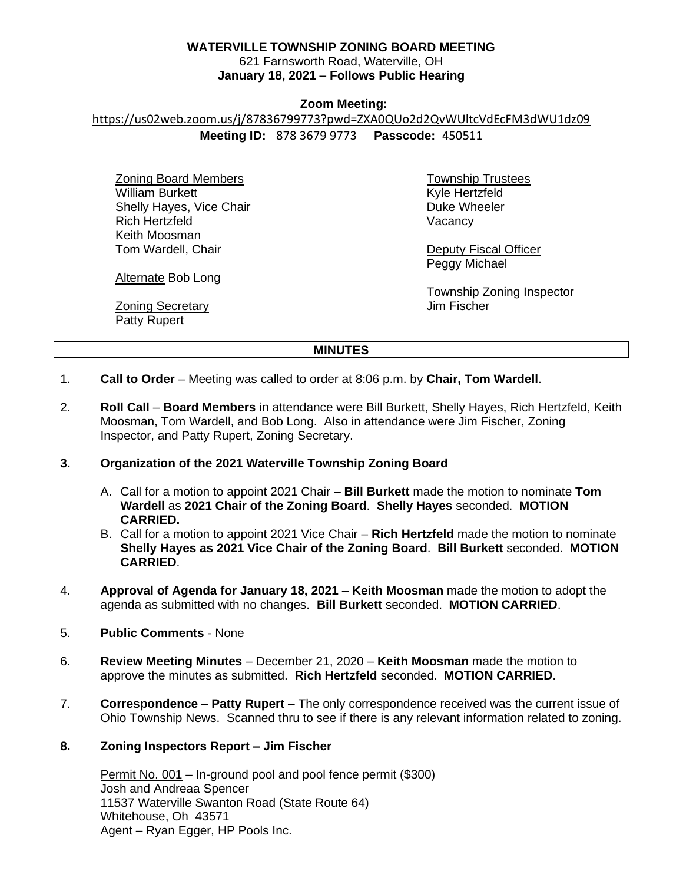# WATERVILLE TOWNSHIP ZONING BOARD MEETING

621 Farnsworth Road, Waterville, OH

**January 18, 2021 – Follows Public Hearing**

**Zoom Meeting:**

https://us02web.zoom.us/j/87836799773?pwd=ZXA0QUo2d2QvWUltcVdEcFM3dWU1dz09

**Meeting ID:** 878 3679 9773 **Passcode:** 450511

Zoning Board Members
William Burkett
Shelly Hayes, Vice Chair
Rich Hertzfeld
Keith Moosman
Tom Wardell, Chair

Alternate Bob Long

Zoning Secretary
Patty Rupert

Township Trustees
Kyle Hertzfeld
Duke Wheeler
Vacancy

Deputy Fiscal Officer
Peggy Michael

Township Zoning Inspector
Jim Fischer

## MINUTES

1. **Call to Order** – Meeting was called to order at 8:06 p.m. by **Chair, Tom Wardell**.

2. **Roll Call** – **Board Members** in attendance were Bill Burkett, Shelly Hayes, Rich Hertzfeld, Keith Moosman, Tom Wardell, and Bob Long. Also in attendance were Jim Fischer, Zoning Inspector, and Patty Rupert, Zoning Secretary.

3. **Organization of the 2021 Waterville Township Zoning Board**

   A. Call for a motion to appoint 2021 Chair – **Bill Burkett** made the motion to nominate **Tom Wardell** as **2021 Chair of the Zoning Board**. **Shelly Hayes** seconded. **MOTION CARRIED.**

   B. Call for a motion to appoint 2021 Vice Chair – **Rich Hertzfeld** made the motion to nominate **Shelly Hayes as 2021 Vice Chair of the Zoning Board**. **Bill Burkett** seconded. **MOTION CARRIED**.

4. **Approval of Agenda for January 18, 2021** – **Keith Moosman** made the motion to adopt the agenda as submitted with no changes. **Bill Burkett** seconded. **MOTION CARRIED**.

5. **Public Comments** - None

6. **Review Meeting Minutes** – December 21, 2020 – **Keith Moosman** made the motion to approve the minutes as submitted. **Rich Hertzfeld** seconded. **MOTION CARRIED**.

7. **Correspondence – Patty Rupert** – The only correspondence received was the current issue of Ohio Township News. Scanned thru to see if there is any relevant information related to zoning.

8. **Zoning Inspectors Report – Jim Fischer**

   Permit No. 001 – In-ground pool and pool fence permit ($300)
   Josh and Andreaa Spencer
   11537 Waterville Swanton Road (State Route 64)
   Whitehouse, Oh 43571
   Agent – Ryan Egger, HP Pools Inc.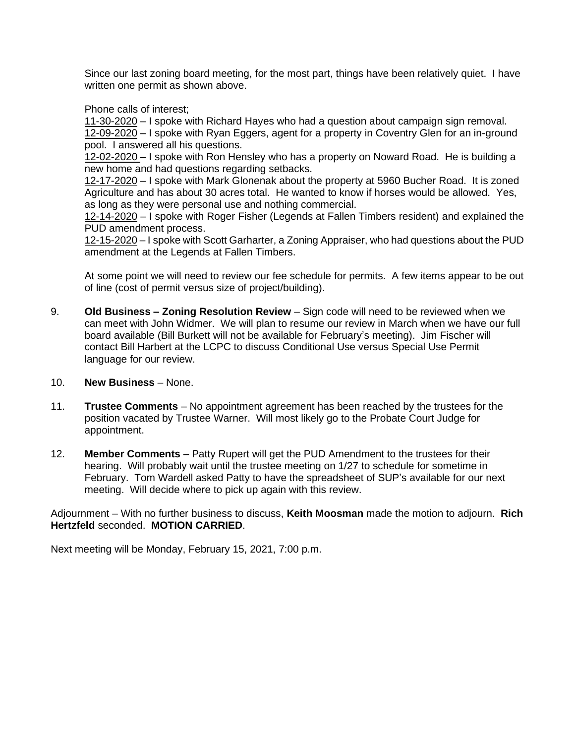Since our last zoning board meeting, for the most part, things have been relatively quiet. I have written one permit as shown above.

Phone calls of interest;

11-30-2020 – I spoke with Richard Hayes who had a question about campaign sign removal.
12-09-2020 – I spoke with Ryan Eggers, agent for a property in Coventry Glen for an in-ground pool. I answered all his questions.
12-02-2020 – I spoke with Ron Hensley who has a property on Noward Road. He is building a new home and had questions regarding setbacks.
12-17-2020 – I spoke with Mark Glonenak about the property at 5960 Bucher Road. It is zoned Agriculture and has about 30 acres total. He wanted to know if horses would be allowed. Yes, as long as they were personal use and nothing commercial.
12-14-2020 – I spoke with Roger Fisher (Legends at Fallen Timbers resident) and explained the PUD amendment process.
12-15-2020 – I spoke with Scott Garharter, a Zoning Appraiser, who had questions about the PUD amendment at the Legends at Fallen Timbers.

At some point we will need to review our fee schedule for permits. A few items appear to be out of line (cost of permit versus size of project/building).

9. **Old Business – Zoning Resolution Review** – Sign code will need to be reviewed when we can meet with John Widmer. We will plan to resume our review in March when we have our full board available (Bill Burkett will not be available for February's meeting). Jim Fischer will contact Bill Harbert at the LCPC to discuss Conditional Use versus Special Use Permit language for our review.

10. **New Business** – None.

11. **Trustee Comments** – No appointment agreement has been reached by the trustees for the position vacated by Trustee Warner. Will most likely go to the Probate Court Judge for appointment.

12. **Member Comments** – Patty Rupert will get the PUD Amendment to the trustees for their hearing. Will probably wait until the trustee meeting on 1/27 to schedule for sometime in February. Tom Wardell asked Patty to have the spreadsheet of SUP's available for our next meeting. Will decide where to pick up again with this review.

Adjournment – With no further business to discuss, **Keith Moosman** made the motion to adjourn. **Rich Hertzfeld** seconded. **MOTION CARRIED**.

Next meeting will be Monday, February 15, 2021, 7:00 p.m.